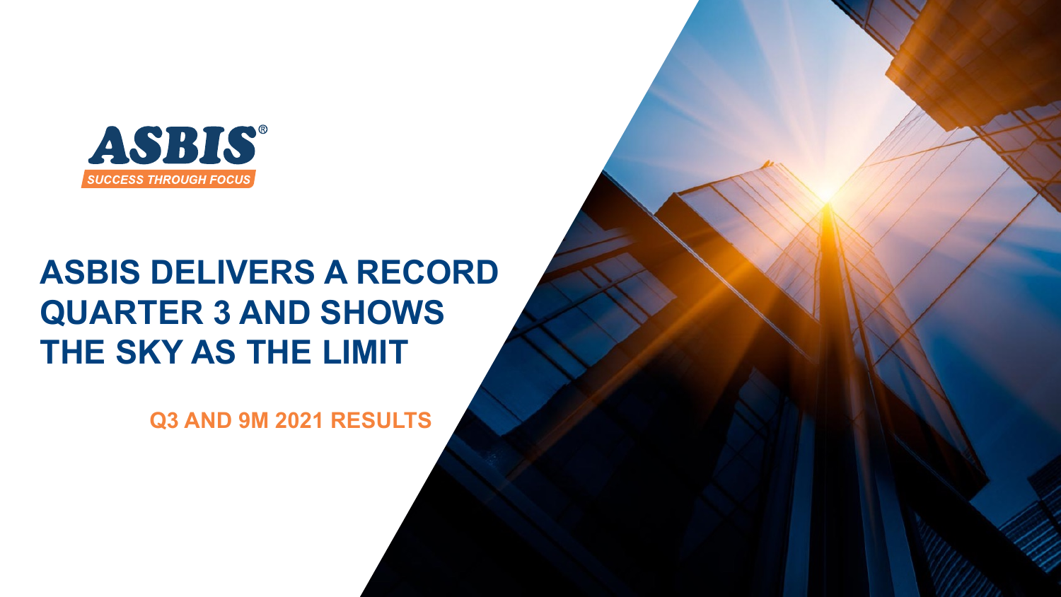ASBIS®

SUCCESS THROUGH FOCUS

# ASBIS DELIVERS A RECORD QUARTER 3 AND SHOWS THE SKY AS THE LIMIT

## Q3 AND 9M 2021 RESULTS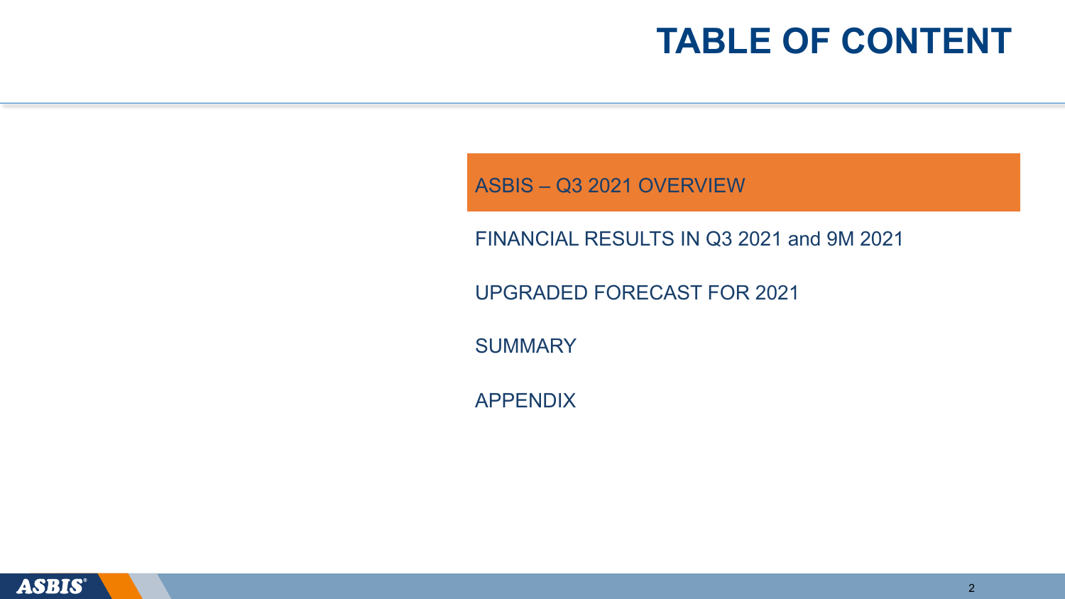# TABLE OF CONTENT

- ASBIS – Q3 2021 OVERVIEW
- FINANCIAL RESULTS IN Q3 2021 and 9M 2021
- UPGRADED FORECAST FOR 2021
- SUMMARY
- APPENDIX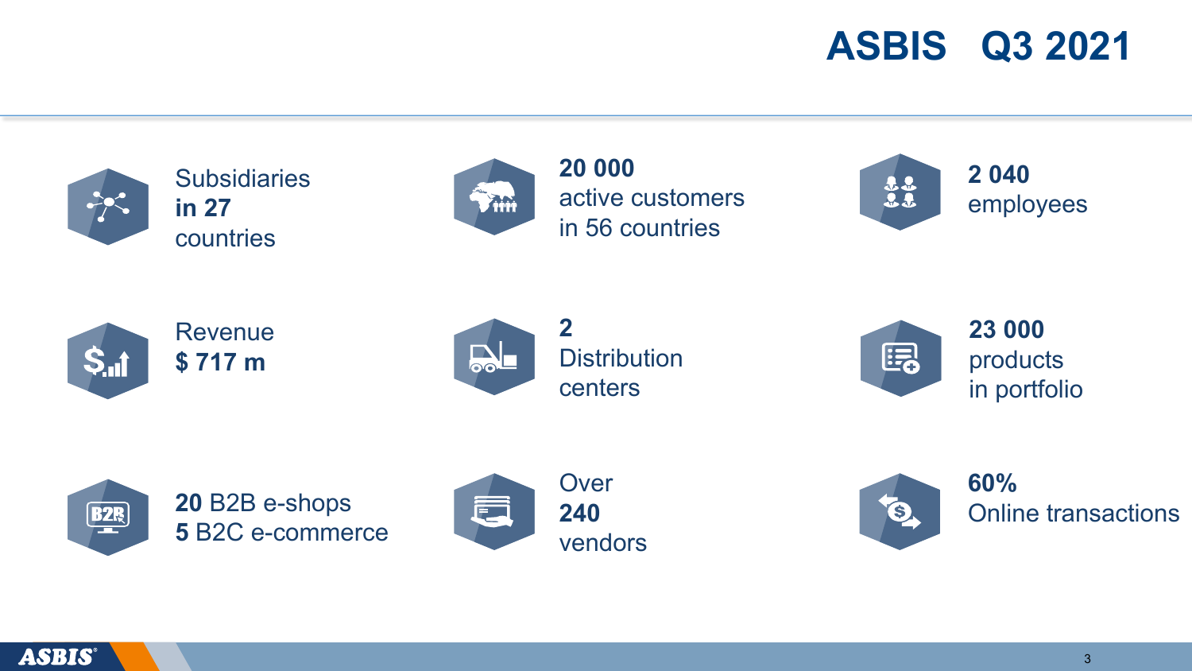# ASBIS Q3 2021

- Subsidiaries **in 27** countries
- **20 000** active customers in 56 countries
- **2 040** employees
- Revenue **$ 717 m**
- **2** Distribution centers
- **23 000** products in portfolio
- **20** B2B e-shops **5** B2C e-commerce
- Over **240** vendors
- **60%** Online transactions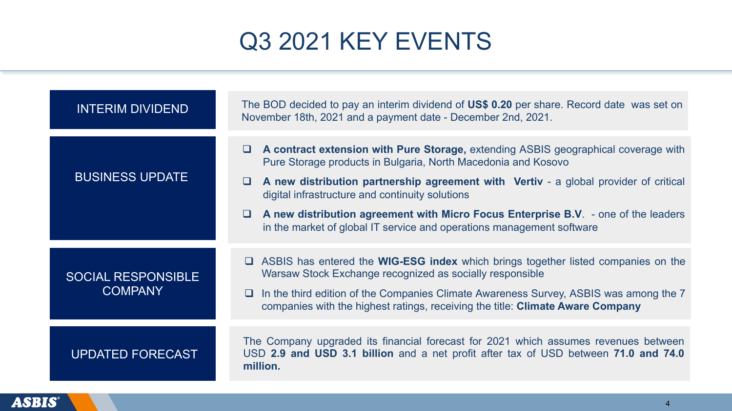# Q3 2021 KEY EVENTS

## INTERIM DIVIDEND

The BOD decided to pay an interim dividend of **US$ 0.20** per share. Record date was set on November 18th, 2021 and a payment date - December 2nd, 2021.

## BUSINESS UPDATE

- **A contract extension with Pure Storage,** extending ASBIS geographical coverage with Pure Storage products in Bulgaria, North Macedonia and Kosovo
- **A new distribution partnership agreement with Vertiv** - a global provider of critical digital infrastructure and continuity solutions
- **A new distribution agreement with Micro Focus Enterprise B.V**. - one of the leaders in the market of global IT service and operations management software

## SOCIAL RESPONSIBLE COMPANY

- ASBIS has entered the **WIG-ESG index** which brings together listed companies on the Warsaw Stock Exchange recognized as socially responsible
- In the third edition of the Companies Climate Awareness Survey, ASBIS was among the 7 companies with the highest ratings, receiving the title: **Climate Aware Company**

## UPDATED FORECAST

The Company upgraded its financial forecast for 2021 which assumes revenues between USD **2.9 and USD 3.1 billion** and a net profit after tax of USD between **71.0 and 74.0 million.**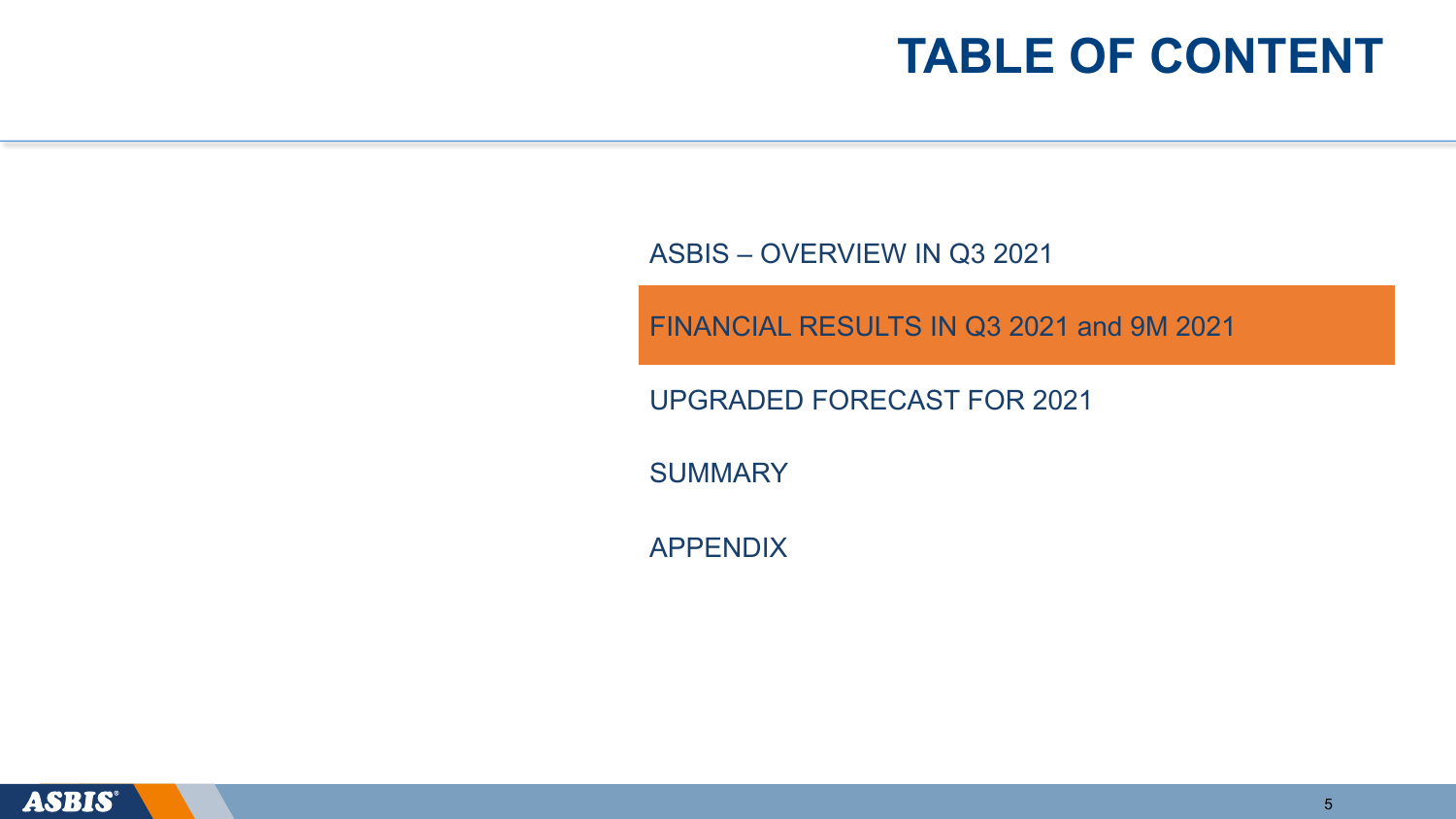# TABLE OF CONTENT

ASBIS – OVERVIEW IN Q3 2021

**FINANCIAL RESULTS IN Q3 2021 and 9M 2021**

UPGRADED FORECAST FOR 2021

SUMMARY

APPENDIX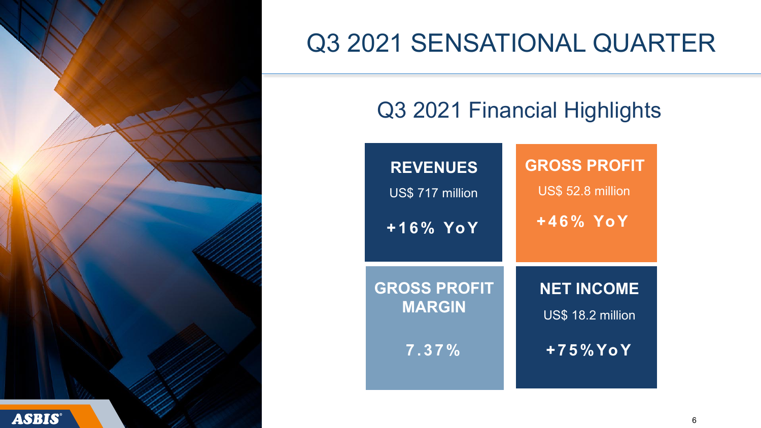# Q3 2021 SENSATIONAL QUARTER

## Q3 2021 Financial Highlights

**REVENUES**

US$ 717 million

**+16% YoY**

**GROSS PROFIT**

US$ 52.8 million

**+46% YoY**

**GROSS PROFIT MARGIN**

**7.37%**

**NET INCOME**

US$ 18.2 million

**+75%YoY**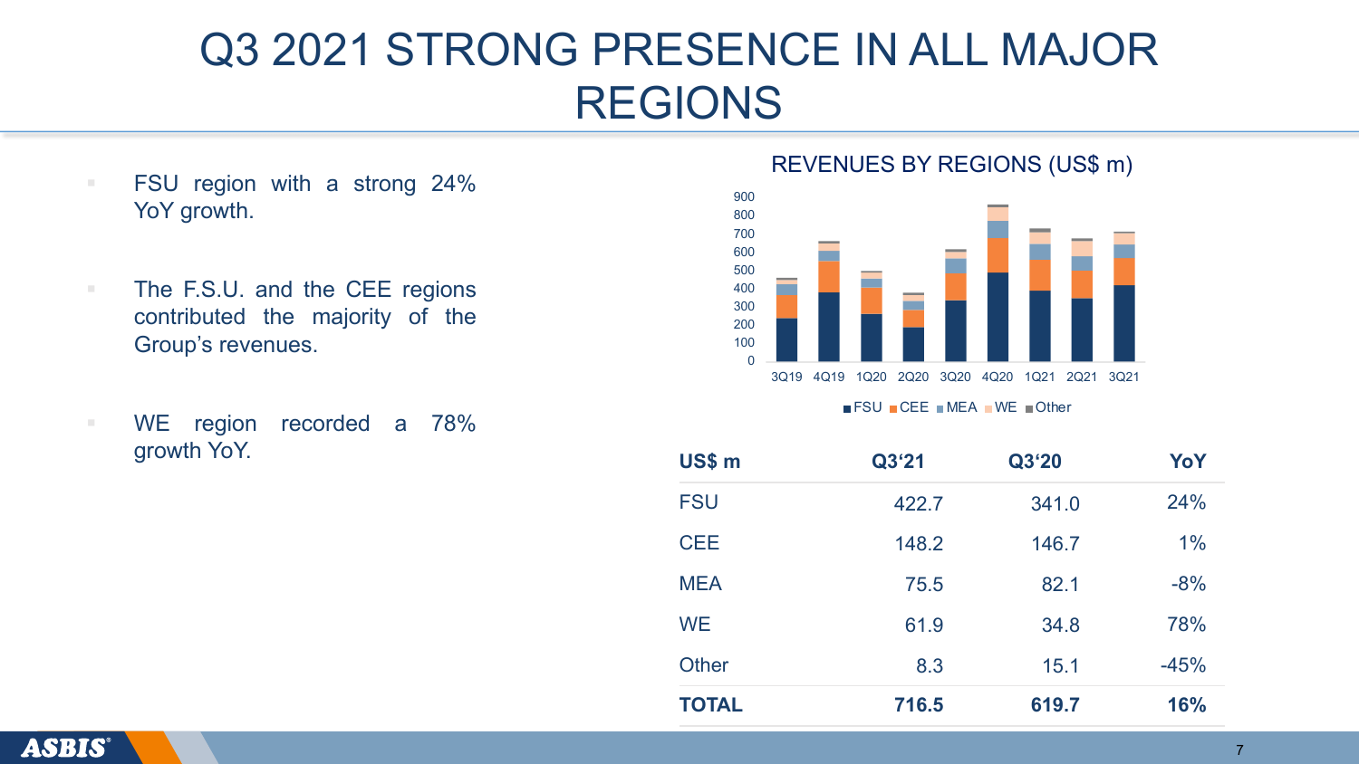# Q3 2021 STRONG PRESENCE IN ALL MAJOR REGIONS

- FSU region with a strong 24% YoY growth.
- The F.S.U. and the CEE regions contributed the majority of the Group's revenues.
- WE region recorded a 78% growth YoY.

REVENUES BY REGIONS (US$ m)

| US$ m | Q3'21 | Q3'20 | YoY |
|---|---|---|---|
| FSU | 422.7 | 341.0 | 24% |
| CEE | 148.2 | 146.7 | 1% |
| MEA | 75.5 | 82.1 | -8% |
| WE | 61.9 | 34.8 | 78% |
| Other | 8.3 | 15.1 | -45% |
| **TOTAL** | **716.5** | **619.7** | **16%** |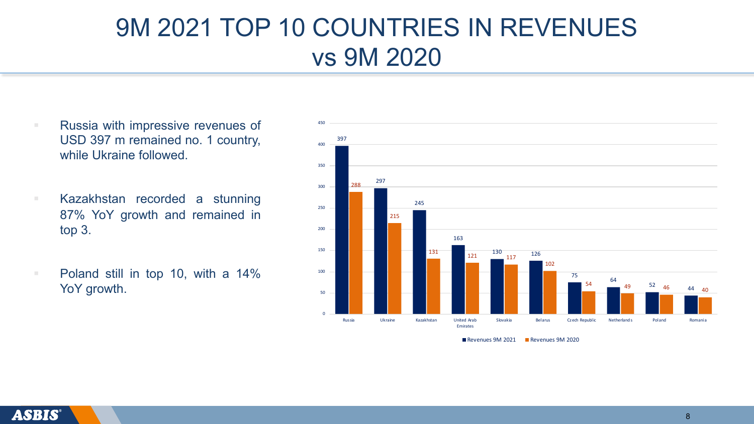# 9M 2021 TOP 10 COUNTRIES IN REVENUES vs 9M 2020

- Russia with impressive revenues of USD 397 m remained no. 1 country, while Ukraine followed.
- Kazakhstan recorded a stunning 87% YoY growth and remained in top 3.
- Poland still in top 10, with a 14% YoY growth.

| Country | Revenues 9M 2021 | Revenues 9M 2020 |
|---|---|---|
| Russia | 397 | 288 |
| Ukraine | 297 | 215 |
| Kazakhstan | 245 | 131 |
| United Arab Emirates | 163 | 121 |
| Slovakia | 130 | 117 |
| Belarus | 126 | 102 |
| Czech Republic | 75 | 54 |
| Netherlands | 64 | 49 |
| Poland | 52 | 46 |
| Romania | 44 | 40 |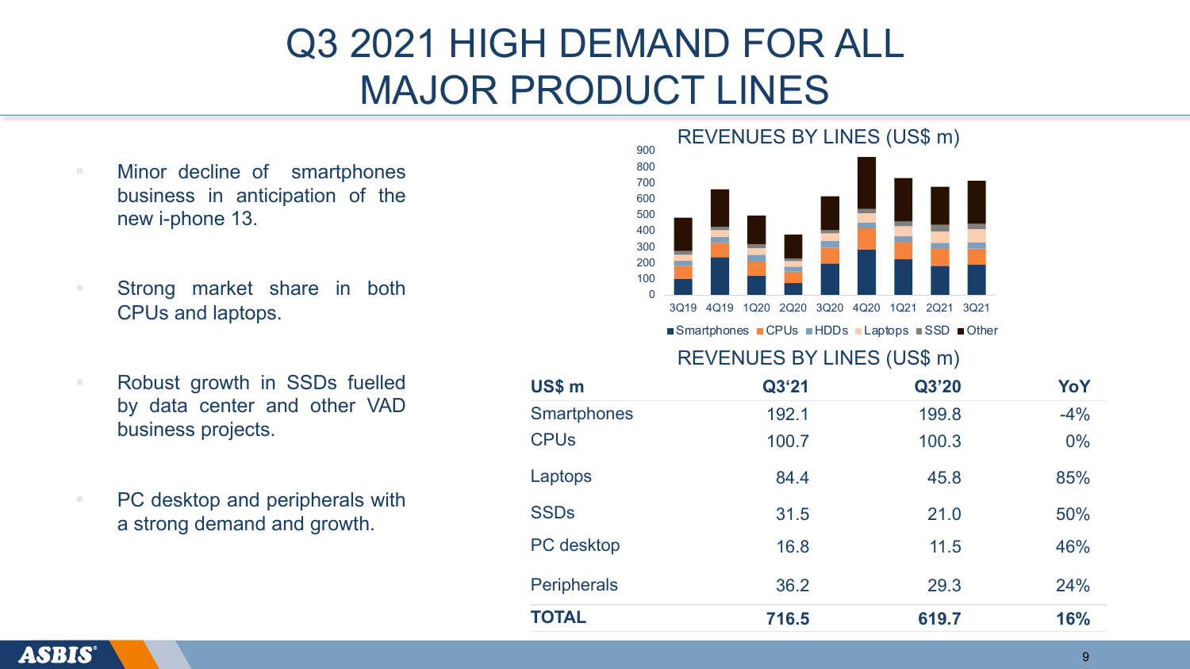# Q3 2021 HIGH DEMAND FOR ALL MAJOR PRODUCT LINES

- Minor decline of smartphones business in anticipation of the new i-phone 13.
- Strong market share in both CPUs and laptops.
- Robust growth in SSDs fuelled by data center and other VAD business projects.
- PC desktop and peripherals with a strong demand and growth.

REVENUES BY LINES (US$ m)

Smartphones | CPUs | HDDs | Laptops | SSD | Other

REVENUES BY LINES (US$ m)

| US$ m | Q3‘21 | Q3’20 | YoY |
|---|---|---|---|
| Smartphones | 192.1 | 199.8 | -4% |
| CPUs | 100.7 | 100.3 | 0% |
| Laptops | 84.4 | 45.8 | 85% |
| SSDs | 31.5 | 21.0 | 50% |
| PC desktop | 16.8 | 11.5 | 46% |
| Peripherals | 36.2 | 29.3 | 24% |
| **TOTAL** | **716.5** | **619.7** | **16%** |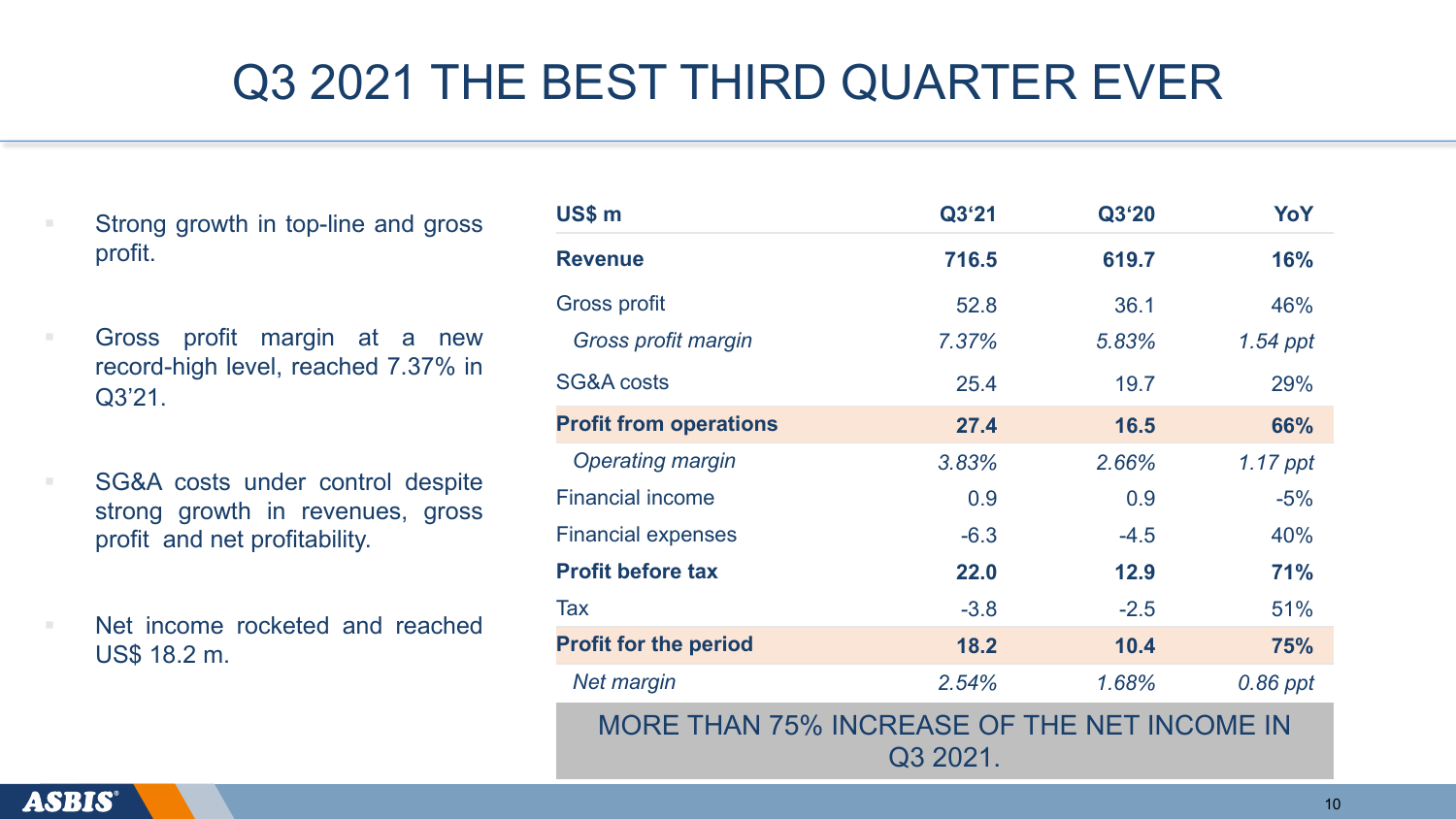# Q3 2021 THE BEST THIRD QUARTER EVER

- Strong growth in top-line and gross profit.
- Gross profit margin at a new record-high level, reached 7.37% in Q3'21.
- SG&A costs under control despite strong growth in revenues, gross profit and net profitability.
- Net income rocketed and reached US$ 18.2 m.

| US$ m | Q3'21 | Q3'20 | YoY |
|---|---|---|---|
| **Revenue** | **716.5** | **619.7** | **16%** |
| Gross profit | 52.8 | 36.1 | 46% |
| *Gross profit margin* | *7.37%* | *5.83%* | *1.54 ppt* |
| SG&A costs | 25.4 | 19.7 | 29% |
| **Profit from operations** | **27.4** | **16.5** | **66%** |
| *Operating margin* | *3.83%* | *2.66%* | *1.17 ppt* |
| Financial income | 0.9 | 0.9 | -5% |
| Financial expenses | -6.3 | -4.5 | 40% |
| **Profit before tax** | **22.0** | **12.9** | **71%** |
| Tax | -3.8 | -2.5 | 51% |
| **Profit for the period** | **18.2** | **10.4** | **75%** |
| *Net margin* | *2.54%* | *1.68%* | *0.86 ppt* |

MORE THAN 75% INCREASE OF THE NET INCOME IN Q3 2021.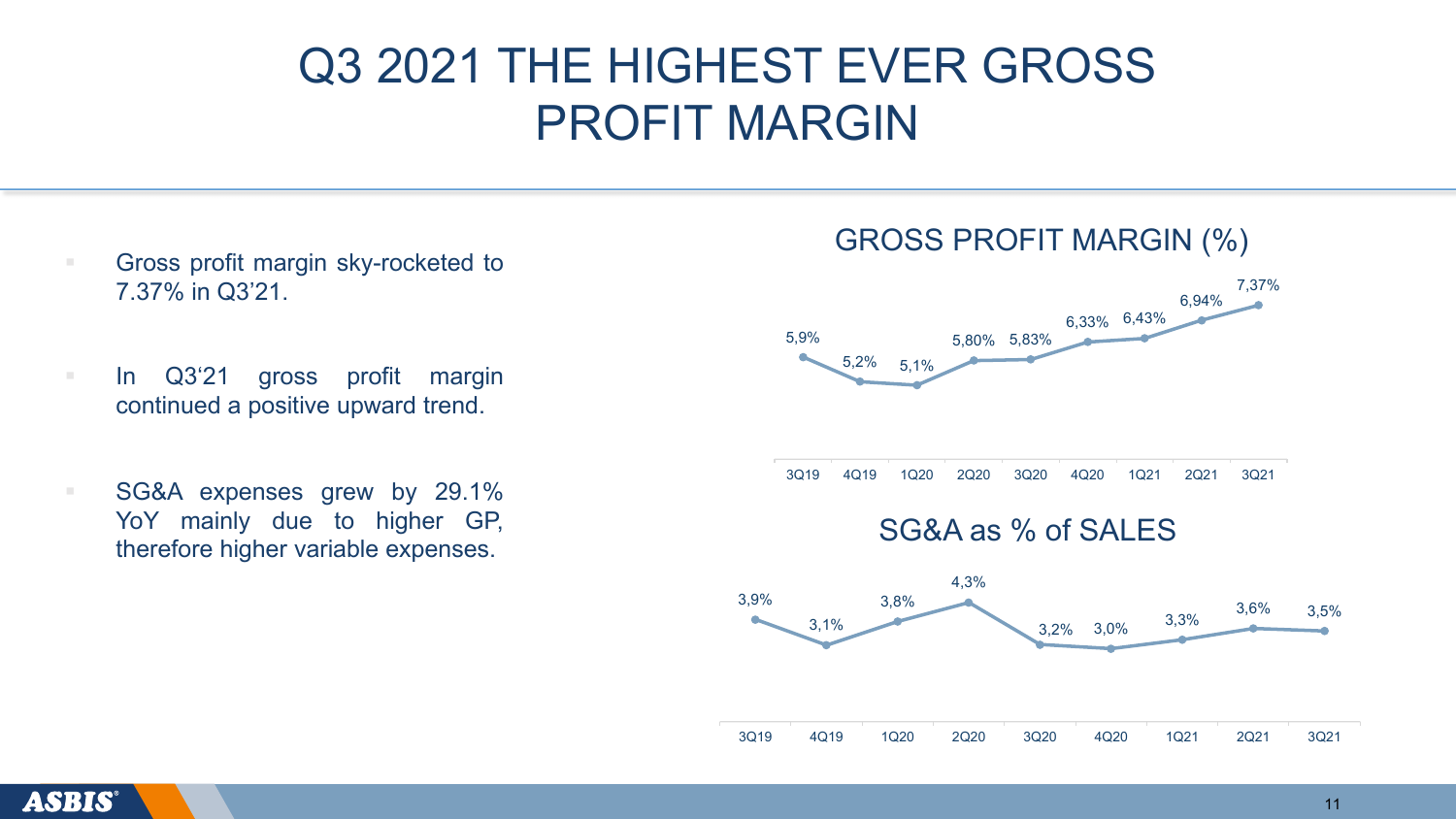# Q3 2021 THE HIGHEST EVER GROSS PROFIT MARGIN

- Gross profit margin sky-rocketed to 7.37% in Q3'21.
- In Q3'21 gross profit margin continued a positive upward trend.
- SG&A expenses grew by 29.1% YoY mainly due to higher GP, therefore higher variable expenses.

## GROSS PROFIT MARGIN (%)

| 3Q19 | 4Q19 | 1Q20 | 2Q20 | 3Q20 | 4Q20 | 1Q21 | 2Q21 | 3Q21 |
|---|---|---|---|---|---|---|---|---|
| 5,9% | 5,2% | 5,1% | 5,80% | 5,83% | 6,33% | 6,43% | 6,94% | 7,37% |

## SG&A as % of SALES

| 3Q19 | 4Q19 | 1Q20 | 2Q20 | 3Q20 | 4Q20 | 1Q21 | 2Q21 | 3Q21 |
|---|---|---|---|---|---|---|---|---|
| 3,9% | 3,1% | 3,8% | 4,3% | 3,2% | 3,0% | 3,3% | 3,6% | 3,5% |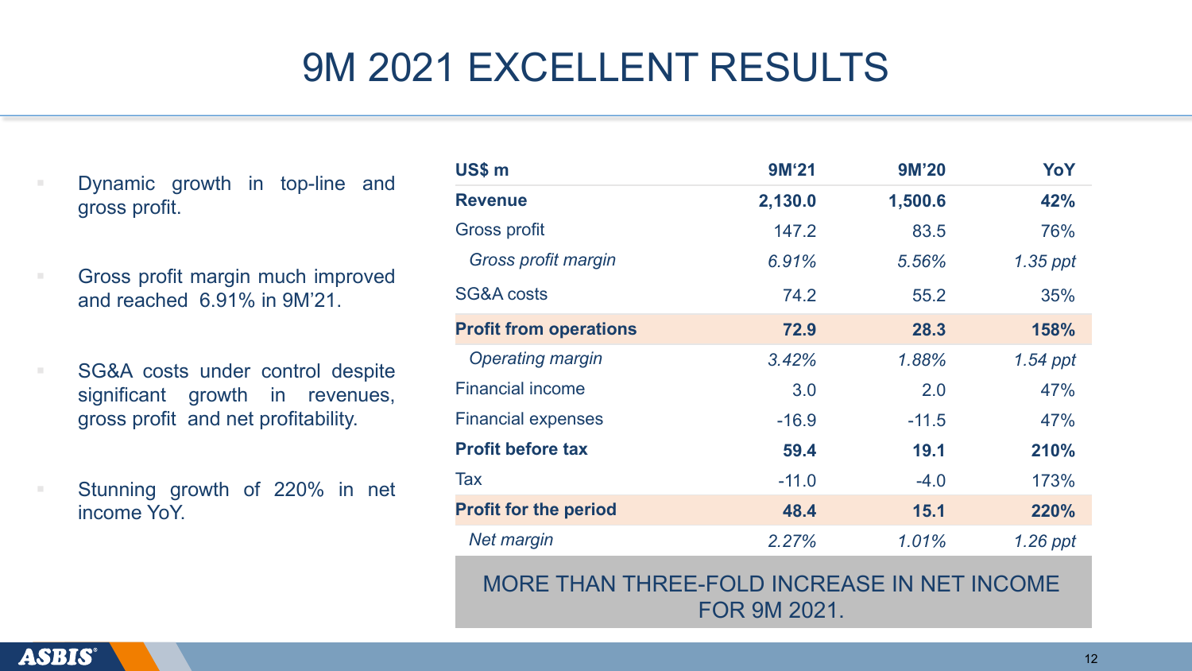# 9M 2021 EXCELLENT RESULTS

- Dynamic growth in top-line and gross profit.
- Gross profit margin much improved and reached 6.91% in 9M'21.
- SG&A costs under control despite significant growth in revenues, gross profit and net profitability.
- Stunning growth of 220% in net income YoY.

| US$ m | 9M'21 | 9M'20 | YoY |
|---|---|---|---|
| **Revenue** | **2,130.0** | **1,500.6** | **42%** |
| Gross profit | 147.2 | 83.5 | 76% |
| *Gross profit margin* | *6.91%* | *5.56%* | *1.35 ppt* |
| SG&A costs | 74.2 | 55.2 | 35% |
| **Profit from operations** | **72.9** | **28.3** | **158%** |
| *Operating margin* | *3.42%* | *1.88%* | *1.54 ppt* |
| Financial income | 3.0 | 2.0 | 47% |
| Financial expenses | -16.9 | -11.5 | 47% |
| **Profit before tax** | **59.4** | **19.1** | **210%** |
| Tax | -11.0 | -4.0 | 173% |
| **Profit for the period** | **48.4** | **15.1** | **220%** |
| *Net margin* | *2.27%* | *1.01%* | *1.26 ppt* |

MORE THAN THREE-FOLD INCREASE IN NET INCOME FOR 9M 2021.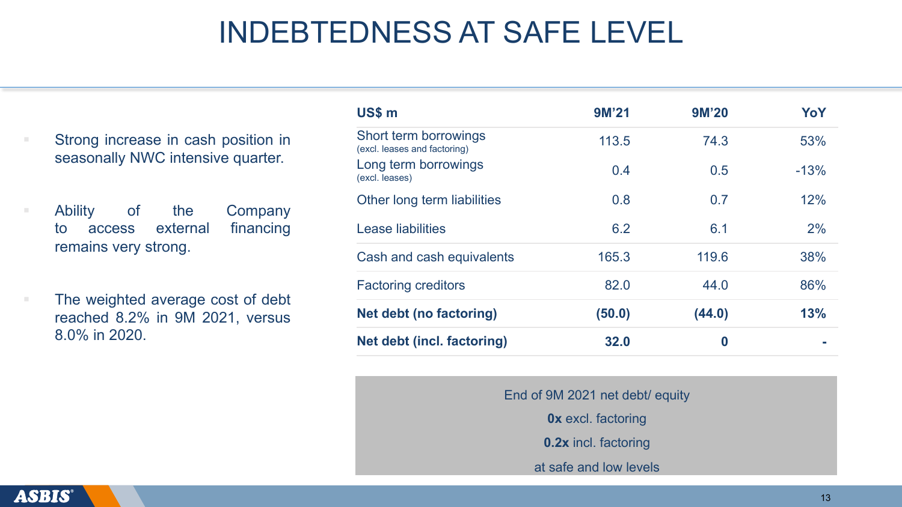# INDEBTEDNESS AT SAFE LEVEL

- Strong increase in cash position in seasonally NWC intensive quarter.
- Ability of the Company to access external financing remains very strong.
- The weighted average cost of debt reached 8.2% in 9M 2021, versus 8.0% in 2020.

| US$ m | 9M'21 | 9M'20 | YoY |
|---|---|---|---|
| Short term borrowings (excl. leases and factoring) | 113.5 | 74.3 | 53% |
| Long term borrowings (excl. leases) | 0.4 | 0.5 | -13% |
| Other long term liabilities | 0.8 | 0.7 | 12% |
| Lease liabilities | 6.2 | 6.1 | 2% |
| Cash and cash equivalents | 165.3 | 119.6 | 38% |
| Factoring creditors | 82.0 | 44.0 | 86% |
| **Net debt (no factoring)** | **(50.0)** | **(44.0)** | **13%** |
| **Net debt (incl. factoring)** | **32.0** | **0** | **-** |

End of 9M 2021 net debt/ equity

**0x** excl. factoring

**0.2x** incl. factoring

at safe and low levels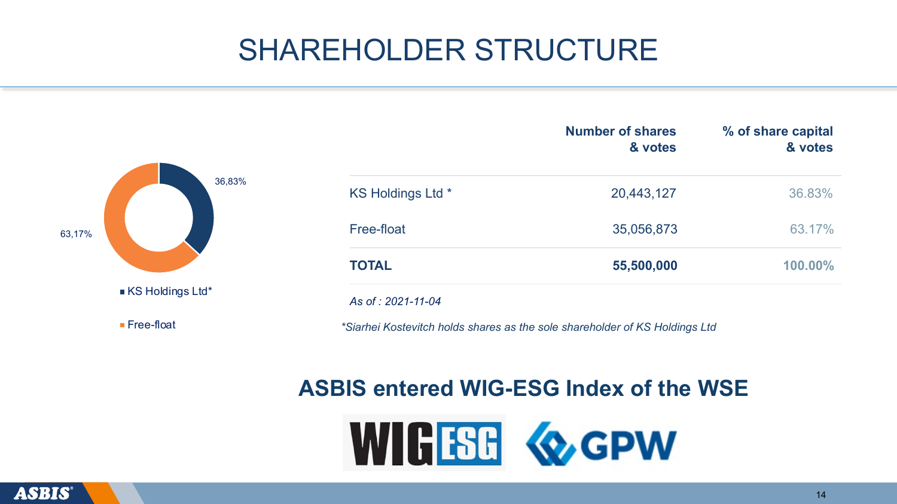# SHAREHOLDER STRUCTURE

36,83%

63,17%

- KS Holdings Ltd*
- Free-float

| | Number of shares & votes | % of share capital & votes |
|---|---|---|
| KS Holdings Ltd * | 20,443,127 | 36.83% |
| Free-float | 35,056,873 | 63.17% |
| **TOTAL** | **55,500,000** | **100.00%** |

*As of : 2021-11-04*

*\*Siarhei Kostevitch holds shares as the sole shareholder of KS Holdings Ltd*

## ASBIS entered WIG-ESG Index of the WSE

WIG ESG GPW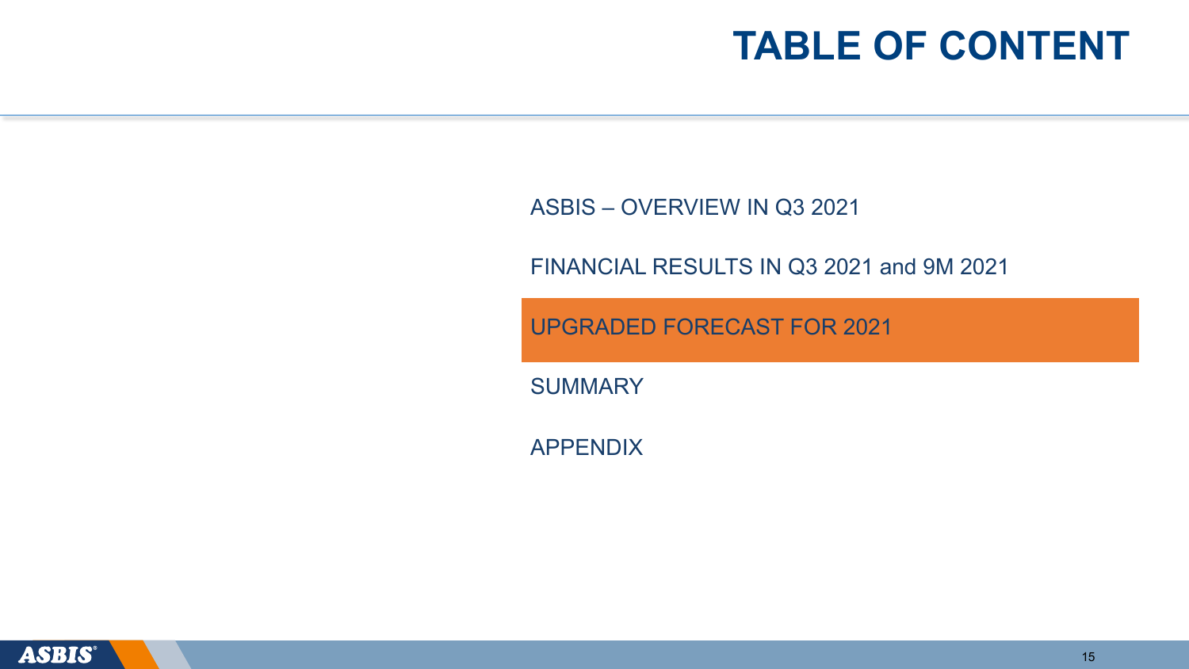# TABLE OF CONTENT

- ASBIS – OVERVIEW IN Q3 2021
- FINANCIAL RESULTS IN Q3 2021 and 9M 2021
- **UPGRADED FORECAST FOR 2021**
- SUMMARY
- APPENDIX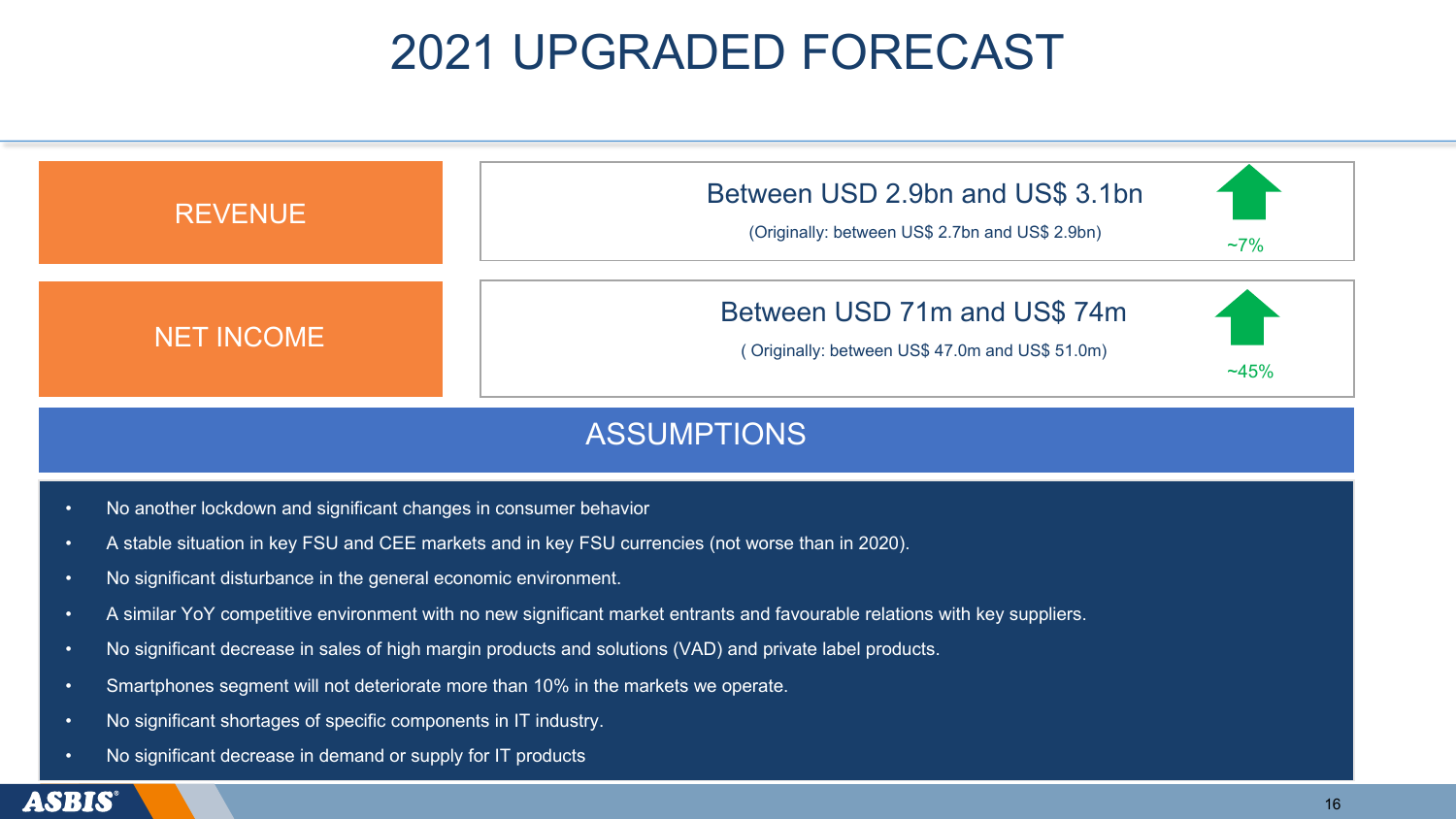# 2021 UPGRADED FORECAST

| | Forecast | Change |
|---|---|---|
| REVENUE | Between USD 2.9bn and US$ 3.1bn<br>(Originally: between US$ 2.7bn and US$ 2.9bn) | ~7% |
| NET INCOME | Between USD 71m and US$ 74m<br>( Originally: between US$ 47.0m and US$ 51.0m) | ~45% |

## ASSUMPTIONS

- No another lockdown and significant changes in consumer behavior
- A stable situation in key FSU and CEE markets and in key FSU currencies (not worse than in 2020).
- No significant disturbance in the general economic environment.
- A similar YoY competitive environment with no new significant market entrants and favourable relations with key suppliers.
- No significant decrease in sales of high margin products and solutions (VAD) and private label products.
- Smartphones segment will not deteriorate more than 10% in the markets we operate.
- No significant shortages of specific components in IT industry.
- No significant decrease in demand or supply for IT products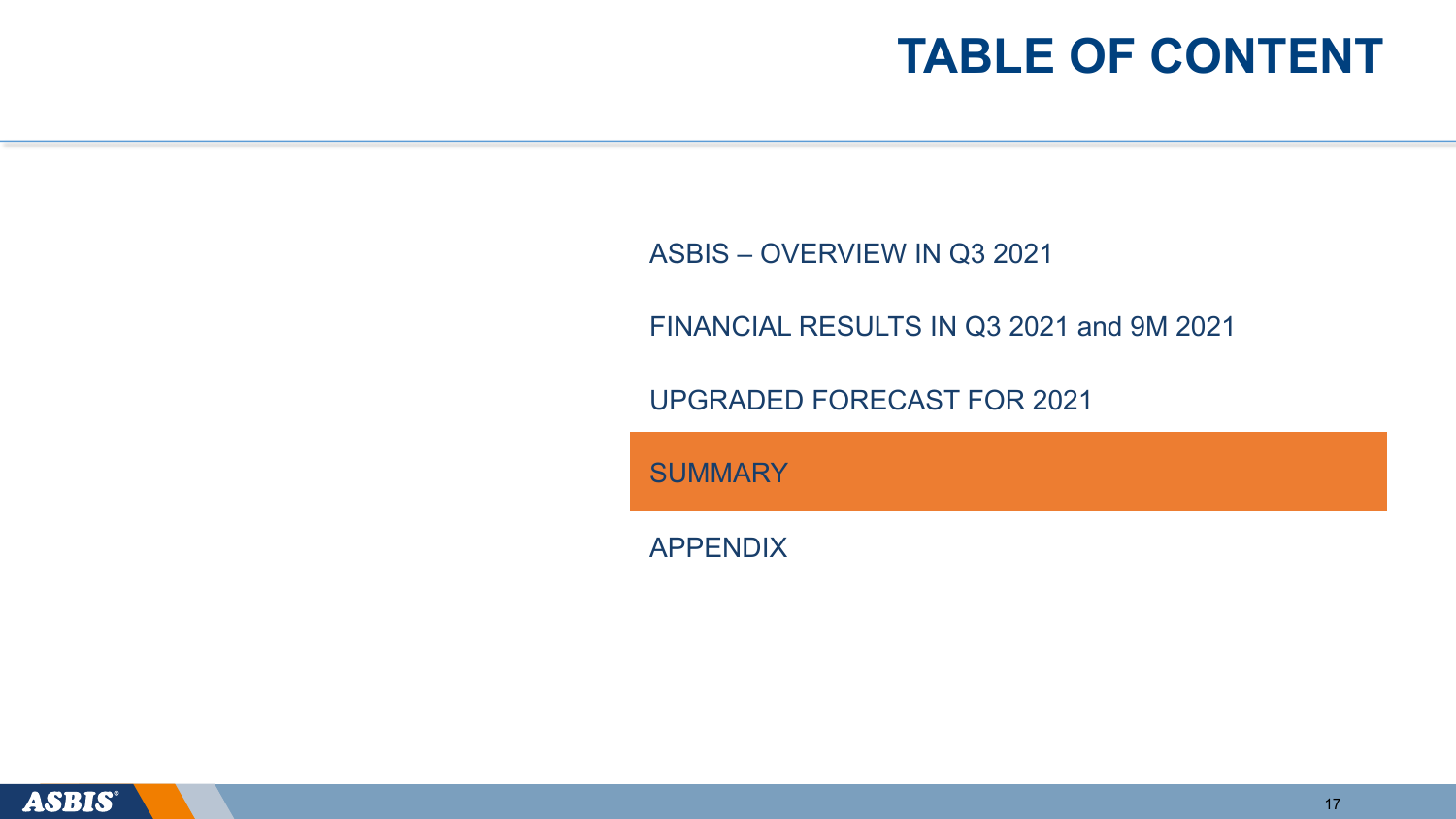# TABLE OF CONTENT

- ASBIS – OVERVIEW IN Q3 2021
- FINANCIAL RESULTS IN Q3 2021 and 9M 2021
- UPGRADED FORECAST FOR 2021
- **SUMMARY**
- APPENDIX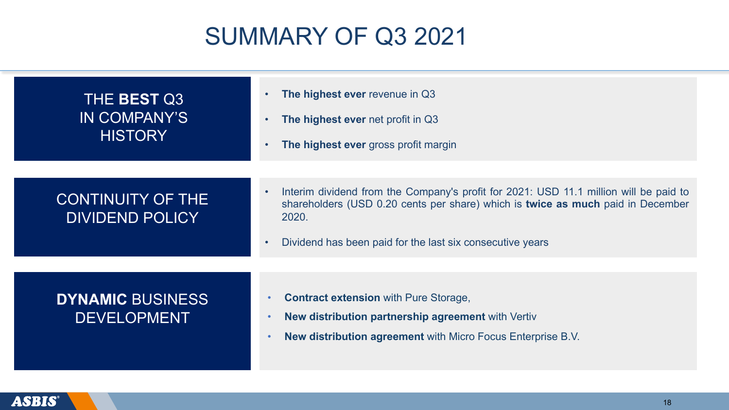# SUMMARY OF Q3 2021

## THE **BEST** Q3 IN COMPANY'S HISTORY

- **The highest ever** revenue in Q3
- **The highest ever** net profit in Q3
- **The highest ever** gross profit margin

## CONTINUITY OF THE DIVIDEND POLICY

- Interim dividend from the Company's profit for 2021: USD 11.1 million will be paid to shareholders (USD 0.20 cents per share) which is **twice as much** paid in December 2020.
- Dividend has been paid for the last six consecutive years

## **DYNAMIC** BUSINESS DEVELOPMENT

- **Contract extension** with Pure Storage,
- **New distribution partnership agreement** with Vertiv
- **New distribution agreement** with Micro Focus Enterprise B.V.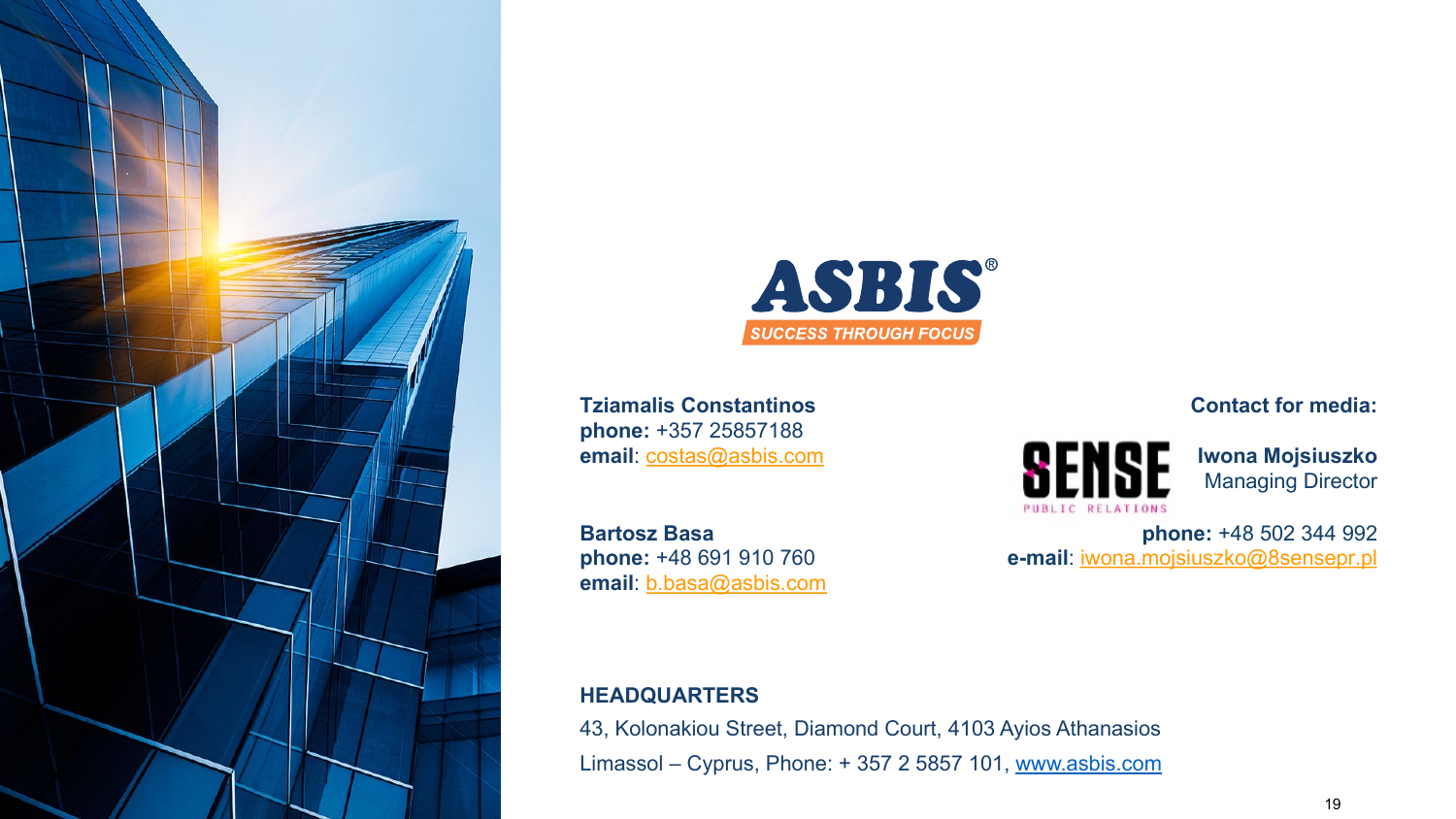ASBIS®

SUCCESS THROUGH FOCUS

**Tziamalis Constantinos**
**phone:** +357 25857188
**email**: costas@asbis.com

**Bartosz Basa**
**phone:** +48 691 910 760
**email**: b.basa@asbis.com

**Contact for media:**

SENSE PUBLIC RELATIONS

**Iwona Mojsiuszko**
Managing Director

**phone:** +48 502 344 992
**e-mail**: iwona.mojsiuszko@8sensepr.pl

**HEADQUARTERS**

43, Kolonakiou Street, Diamond Court, 4103 Ayios Athanasios

Limassol – Cyprus, Phone: + 357 2 5857 101, www.asbis.com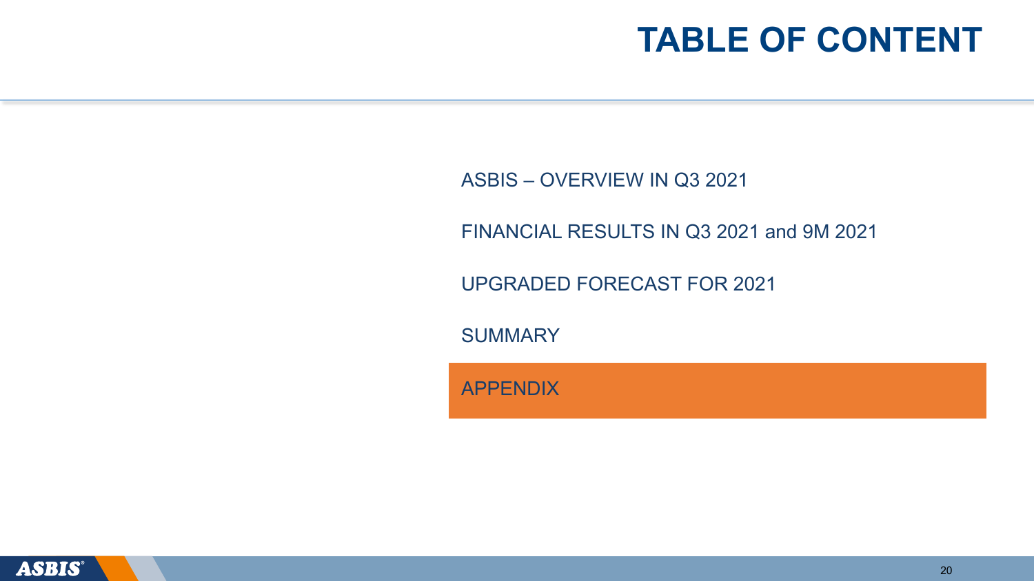# TABLE OF CONTENT

ASBIS – OVERVIEW IN Q3 2021

FINANCIAL RESULTS IN Q3 2021 and 9M 2021

UPGRADED FORECAST FOR 2021

SUMMARY

APPENDIX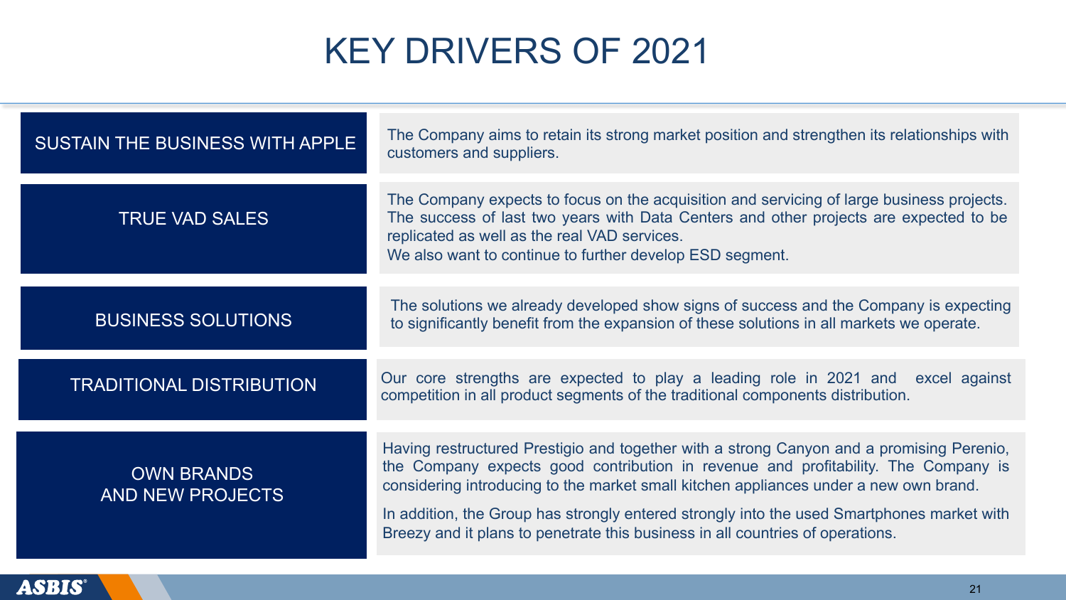# KEY DRIVERS OF 2021

| | |
|---|---|
| SUSTAIN THE BUSINESS WITH APPLE | The Company aims to retain its strong market position and strengthen its relationships with customers and suppliers. |
| TRUE VAD SALES | The Company expects to focus on the acquisition and servicing of large business projects. The success of last two years with Data Centers and other projects are expected to be replicated as well as the real VAD services.<br>We also want to continue to further develop ESD segment. |
| BUSINESS SOLUTIONS | The solutions we already developed show signs of success and the Company is expecting to significantly benefit from the expansion of these solutions in all markets we operate. |
| TRADITIONAL DISTRIBUTION | Our core strengths are expected to play a leading role in 2021 and excel against competition in all product segments of the traditional components distribution. |
| OWN BRANDS AND NEW PROJECTS | Having restructured Prestigio and together with a strong Canyon and a promising Perenio, the Company expects good contribution in revenue and profitability. The Company is considering introducing to the market small kitchen appliances under a new own brand.<br>In addition, the Group has strongly entered strongly into the used Smartphones market with Breezy and it plans to penetrate this business in all countries of operations. |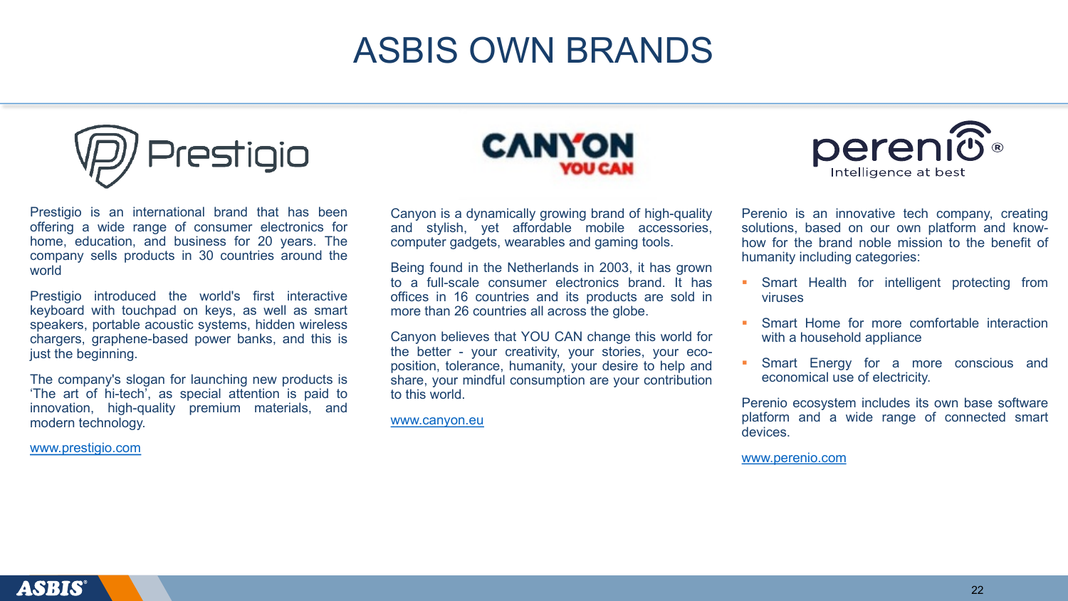# ASBIS OWN BRANDS

## Prestigio

Prestigio is an international brand that has been offering a wide range of consumer electronics for home, education, and business for 20 years. The company sells products in 30 countries around the world

Prestigio introduced the world's first interactive keyboard with touchpad on keys, as well as smart speakers, portable acoustic systems, hidden wireless chargers, graphene-based power banks, and this is just the beginning.

The company's slogan for launching new products is 'The art of hi-tech', as special attention is paid to innovation, high-quality premium materials, and modern technology.

www.prestigio.com

## CANYON

YOU CAN

Canyon is a dynamically growing brand of high-quality and stylish, yet affordable mobile accessories, computer gadgets, wearables and gaming tools.

Being found in the Netherlands in 2003, it has grown to a full-scale consumer electronics brand. It has offices in 16 countries and its products are sold in more than 26 countries all across the globe.

Canyon believes that YOU CAN change this world for the better - your creativity, your stories, your eco-position, tolerance, humanity, your desire to help and share, your mindful consumption are your contribution to this world.

www.canyon.eu

## perenio®

Intelligence at best

Perenio is an innovative tech company, creating solutions, based on our own platform and know-how for the brand noble mission to the benefit of humanity including categories:

- Smart Health for intelligent protecting from viruses
- Smart Home for more comfortable interaction with a household appliance
- Smart Energy for a more conscious and economical use of electricity.

Perenio ecosystem includes its own base software platform and a wide range of connected smart devices.

www.perenio.com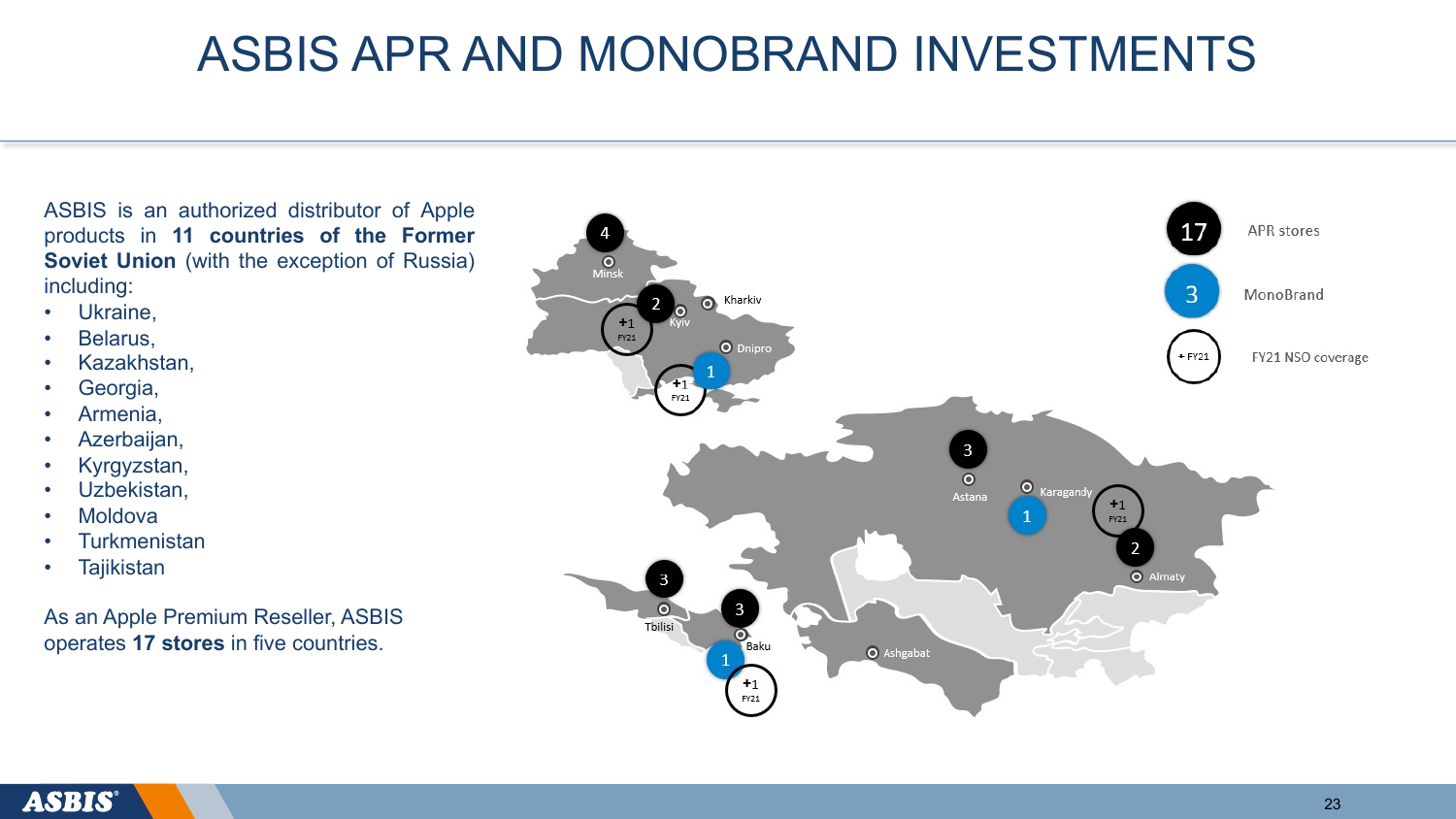# ASBIS APR AND MONOBRAND INVESTMENTS

ASBIS is an authorized distributor of Apple products in **11 countries of the Former Soviet Union** (with the exception of Russia) including:

- Ukraine,
- Belarus,
- Kazakhstan,
- Georgia,
- Armenia,
- Azerbaijan,
- Kyrgyzstan,
- Uzbekistan,
- Moldova
- Turkmenistan
- Tajikistan

As an Apple Premium Reseller, ASBIS operates **17 stores** in five countries.

17 APR stores

3 MonoBrand

+ FY21 FY21 NSO coverage

Minsk: 4

Kyiv: 2, +1 FY21

Kharkiv

Dnipro: 1, +1 FY21

Astana: 3

Karagandy: 1

Almaty: 2, +1 FY21

Tbilisi: 3

Baku: 3, 1, +1 FY21

Ashgabat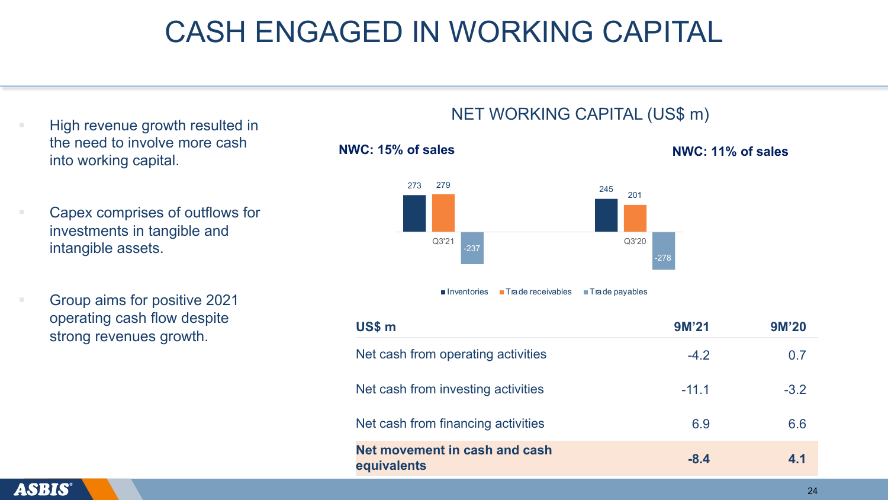# CASH ENGAGED IN WORKING CAPITAL

- High revenue growth resulted in the need to involve more cash into working capital.
- Capex comprises of outflows for investments in tangible and intangible assets.
- Group aims for positive 2021 operating cash flow despite strong revenues growth.

## NET WORKING CAPITAL (US$ m)

**NWC: 15% of sales** (Q3'21)

**NWC: 11% of sales** (Q3'20)

| | Inventories | Trade receivables | Trade payables |
|---|---|---|---|
| Q3'21 | 273 | 279 | -237 |
| Q3'20 | 245 | 201 | -278 |

| US$ m | 9M'21 | 9M'20 |
|---|---|---|
| Net cash from operating activities | -4.2 | 0.7 |
| Net cash from investing activities | -11.1 | -3.2 |
| Net cash from financing activities | 6.9 | 6.6 |
| **Net movement in cash and cash equivalents** | **-8.4** | **4.1** |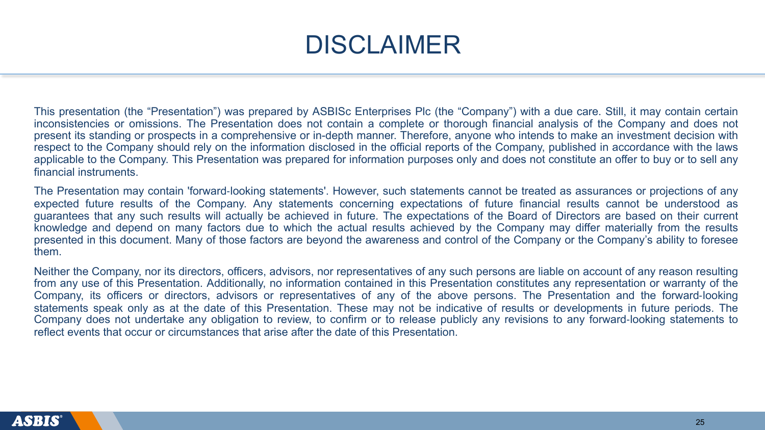# DISCLAIMER

This presentation (the “Presentation”) was prepared by ASBISc Enterprises Plc (the “Company”) with a due care. Still, it may contain certain inconsistencies or omissions. The Presentation does not contain a complete or thorough financial analysis of the Company and does not present its standing or prospects in a comprehensive or in-depth manner. Therefore, anyone who intends to make an investment decision with respect to the Company should rely on the information disclosed in the official reports of the Company, published in accordance with the laws applicable to the Company. This Presentation was prepared for information purposes only and does not constitute an offer to buy or to sell any financial instruments.

The Presentation may contain 'forward-looking statements'. However, such statements cannot be treated as assurances or projections of any expected future results of the Company. Any statements concerning expectations of future financial results cannot be understood as guarantees that any such results will actually be achieved in future. The expectations of the Board of Directors are based on their current knowledge and depend on many factors due to which the actual results achieved by the Company may differ materially from the results presented in this document. Many of those factors are beyond the awareness and control of the Company or the Company’s ability to foresee them.

Neither the Company, nor its directors, officers, advisors, nor representatives of any such persons are liable on account of any reason resulting from any use of this Presentation. Additionally, no information contained in this Presentation constitutes any representation or warranty of the Company, its officers or directors, advisors or representatives of any of the above persons. The Presentation and the forward-looking statements speak only as at the date of this Presentation. These may not be indicative of results or developments in future periods. The Company does not undertake any obligation to review, to confirm or to release publicly any revisions to any forward-looking statements to reflect events that occur or circumstances that arise after the date of this Presentation.